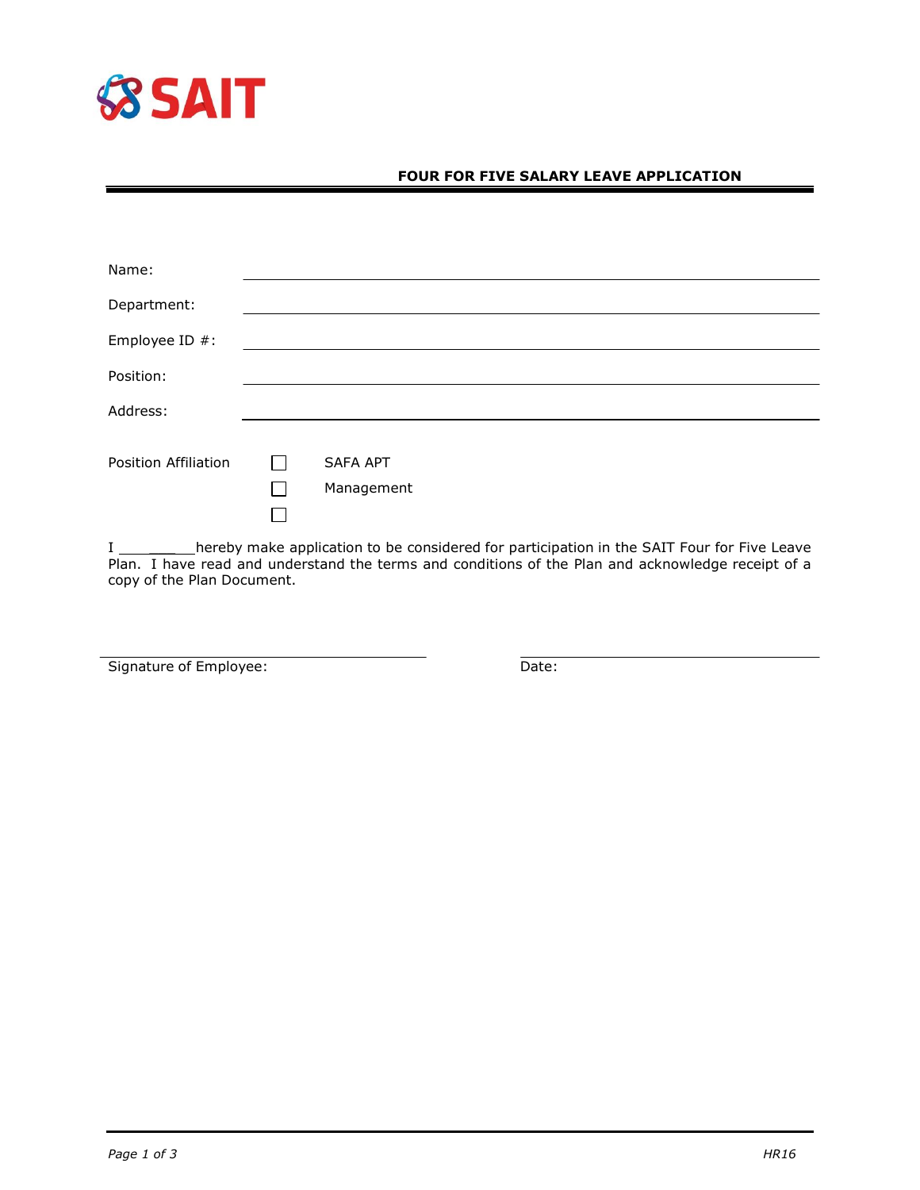SAIT

## FOUR FOR FIVE SALARY LEAVE APPLICATION

Name: ______________________________

Department: ______________________________

Employee ID #: ______________________________

Position: ______________________________

Address: ______________________________

Position Affiliation

- ☐ SAFA APT
- ☐ Management
- ☐

I __________hereby make application to be considered for participation in the SAIT Four for Five Leave Plan. I have read and understand the terms and conditions of the Plan and acknowledge receipt of a copy of the Plan Document.

Signature of Employee: ______________________________ Date: ______________________________

HR16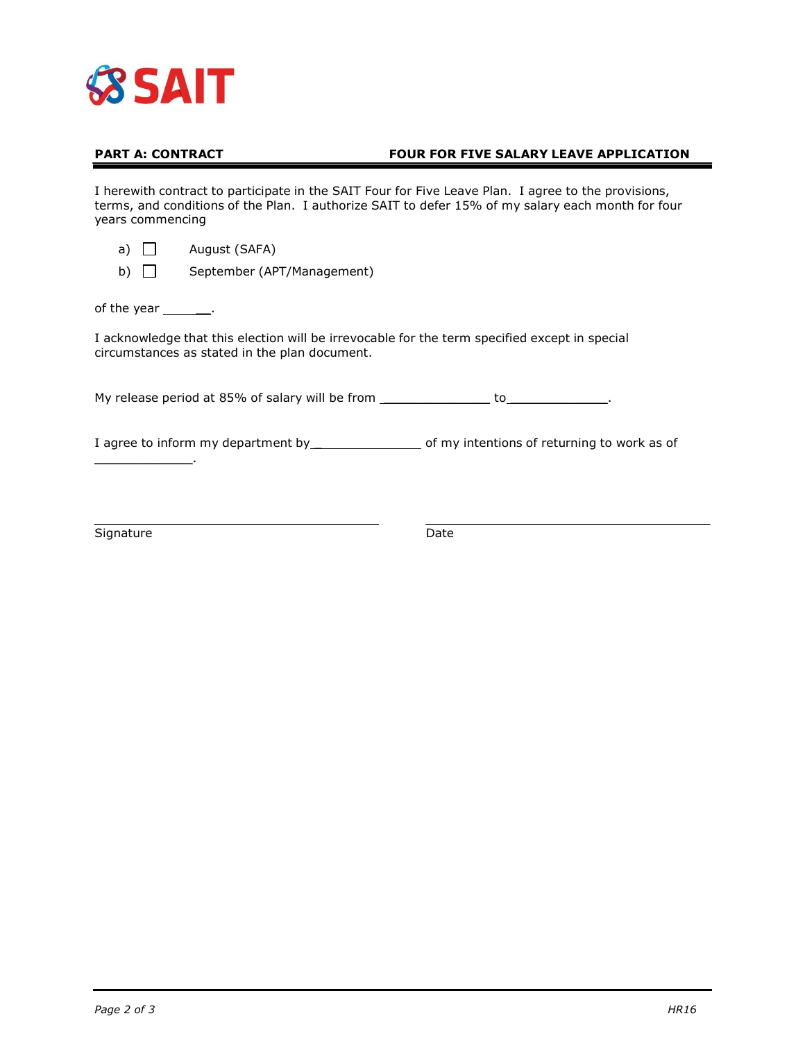SAIT

**PART A: CONTRACT** | **FOUR FOR FIVE SALARY LEAVE APPLICATION**

I herewith contract to participate in the SAIT Four for Five Leave Plan. I agree to the provisions, terms, and conditions of the Plan. I authorize SAIT to defer 15% of my salary each month for four years commencing

a) ☐ August (SAFA)

b) ☐ September (APT/Management)

of the year _________.

I acknowledge that this election will be irrevocable for the term specified except in special circumstances as stated in the plan document.

My release period at 85% of salary will be from ______________ to _____________.

I agree to inform my department by _______________ of my intentions of returning to work as of _____________.

______________________________ ______________________________

Signature Date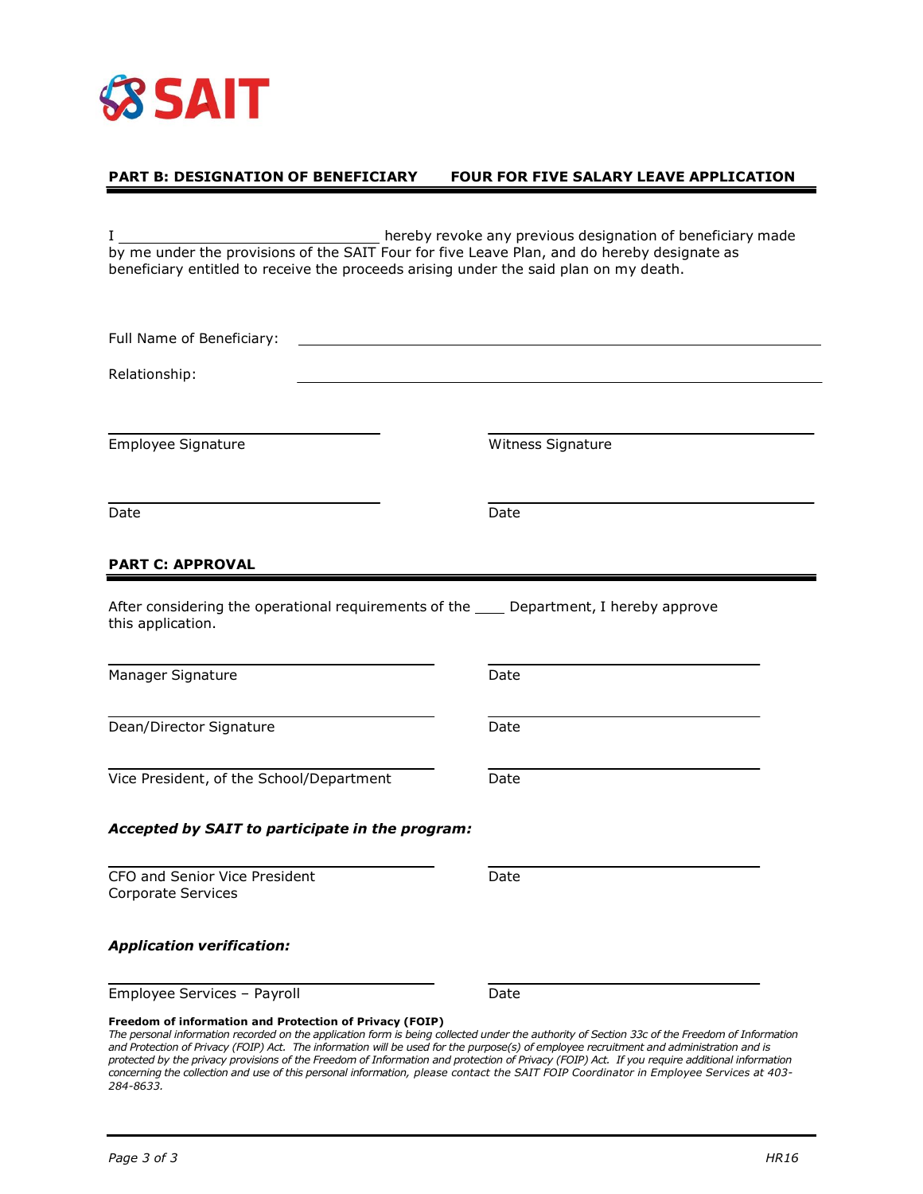SAIT

## PART B: DESIGNATION OF BENEFICIARY — FOUR FOR FIVE SALARY LEAVE APPLICATION

I ______________________________ hereby revoke any previous designation of beneficiary made by me under the provisions of the SAIT Four for five Leave Plan, and do hereby designate as beneficiary entitled to receive the proceeds arising under the said plan on my death.

Full Name of Beneficiary: ______________________________

Relationship: ______________________________

| | |
|---|---|
| ______________________________ Employee Signature | ______________________________ Witness Signature |
| ______________________________ Date | ______________________________ Date |

## PART C: APPROVAL

After considering the operational requirements of the ____ Department, I hereby approve this application.

| | |
|---|---|
| ______________________________ Manager Signature | ______________________________ Date |
| ______________________________ Dean/Director Signature | ______________________________ Date |
| ______________________________ Vice President, of the School/Department | ______________________________ Date |

***Accepted by SAIT to participate in the program:***

| | |
|---|---|
| ______________________________ CFO and Senior Vice President Corporate Services | ______________________________ Date |

***Application verification:***

| | |
|---|---|
| ______________________________ Employee Services – Payroll | ______________________________ Date |

**Freedom of information and Protection of Privacy (FOIP)**

*The personal information recorded on the application form is being collected under the authority of Section 33c of the Freedom of Information and Protection of Privacy (FOIP) Act. The information will be used for the purpose(s) of employee recruitment and administration and is protected by the privacy provisions of the Freedom of Information and protection of Privacy (FOIP) Act. If you require additional information concerning the collection and use of this personal information, please contact the SAIT FOIP Coordinator in Employee Services at 403-284-8633.*